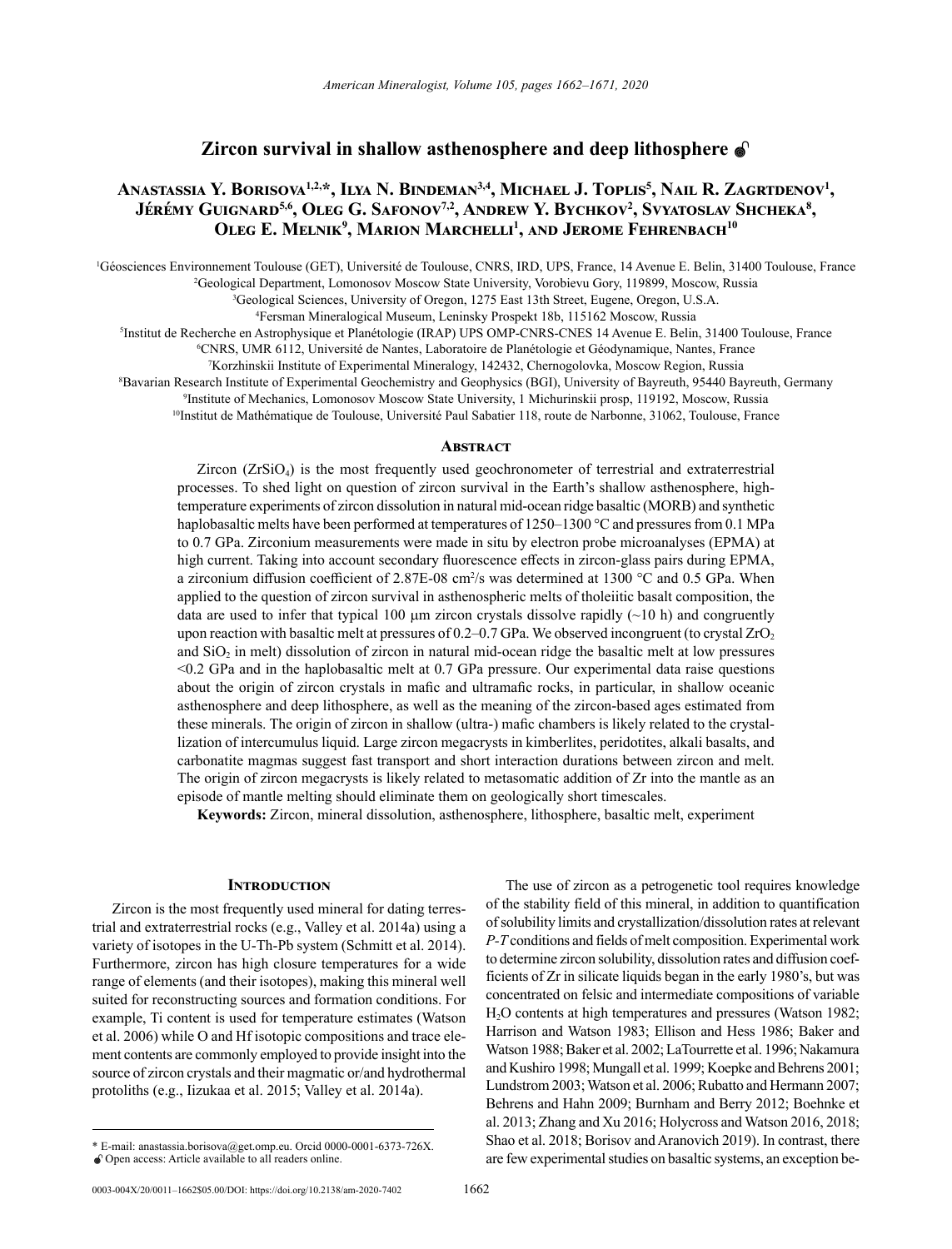# Zircon survival in shallow asthenosphere and deep lithosphere

**Anastassia Y. Borisova[1,2,*], Ilya N. Bindeman[3,4], Michael J. Toplis[5], Nail R. Zagrtdenov[1], Jérémy Guignard[5,6], Oleg G. Safonov[7,2], Andrew Y. Bychkov[2], Svyatoslav Shcheka[8], Oleg E. Melnik[9], Marion Marchelli[1], and Jerome Fehrenbach[10]**

[1]Géosciences Environnement Toulouse (GET), Université de Toulouse, CNRS, IRD, UPS, France, 14 Avenue E. Belin, 31400 Toulouse, France
[2]Geological Department, Lomonosov Moscow State University, Vorobievu Gory, 119899, Moscow, Russia
[3]Geological Sciences, University of Oregon, 1275 East 13th Street, Eugene, Oregon, U.S.A.
[4]Fersman Mineralogical Museum, Leninsky Prospekt 18b, 115162 Moscow, Russia
[5]Institut de Recherche en Astrophysique et Planétologie (IRAP) UPS OMP-CNRS-CNES 14 Avenue E. Belin, 31400 Toulouse, France
[6]CNRS, UMR 6112, Université de Nantes, Laboratoire de Planétologie et Géodynamique, Nantes, France
[7]Korzhinskii Institute of Experimental Mineralogy, 142432, Chernogolovka, Moscow Region, Russia
[8]Bavarian Research Institute of Experimental Geochemistry and Geophysics (BGI), University of Bayreuth, 95440 Bayreuth, Germany
[9]Institute of Mechanics, Lomonosov Moscow State University, 1 Michurinskii prosp, 119192, Moscow, Russia
[10]Institut de Mathématique de Toulouse, Université Paul Sabatier 118, route de Narbonne, 31062, Toulouse, France

## Abstract

Zircon ($ZrSiO_4$) is the most frequently used geochronometer of terrestrial and extraterrestrial processes. To shed light on question of zircon survival in the Earth's shallow asthenosphere, high-temperature experiments of zircon dissolution in natural mid-ocean ridge basaltic (MORB) and synthetic haplobasaltic melts have been performed at temperatures of 1250–1300 °C and pressures from 0.1 MPa to 0.7 GPa. Zirconium measurements were made in situ by electron probe microanalyses (EPMA) at high current. Taking into account secondary fluorescence effects in zircon-glass pairs during EPMA, a zirconium diffusion coefficient of 2.87E-08 $cm^2/s$ was determined at 1300 °C and 0.5 GPa. When applied to the question of zircon survival in asthenospheric melts of tholeiitic basalt composition, the data are used to infer that typical 100 μm zircon crystals dissolve rapidly (~10 h) and congruently upon reaction with basaltic melt at pressures of 0.2–0.7 GPa. We observed incongruent (to crystal $ZrO_2$ and $SiO_2$ in melt) dissolution of zircon in natural mid-ocean ridge the basaltic melt at low pressures <0.2 GPa and in the haplobasaltic melt at 0.7 GPa pressure. Our experimental data raise questions about the origin of zircon crystals in mafic and ultramafic rocks, in particular, in shallow oceanic asthenosphere and deep lithosphere, as well as the meaning of the zircon-based ages estimated from these minerals. The origin of zircon in shallow (ultra-) mafic chambers is likely related to the crystallization of intercumulus liquid. Large zircon megacrysts in kimberlites, peridotites, alkali basalts, and carbonatite magmas suggest fast transport and short interaction durations between zircon and melt. The origin of zircon megacrysts is likely related to metasomatic addition of Zr into the mantle as an episode of mantle melting should eliminate them on geologically short timescales.

**Keywords:** Zircon, mineral dissolution, asthenosphere, lithosphere, basaltic melt, experiment

## Introduction

Zircon is the most frequently used mineral for dating terrestrial and extraterrestrial rocks (e.g., Valley et al. 2014a) using a variety of isotopes in the U-Th-Pb system (Schmitt et al. 2014). Furthermore, zircon has high closure temperatures for a wide range of elements (and their isotopes), making this mineral well suited for reconstructing sources and formation conditions. For example, Ti content is used for temperature estimates (Watson et al. 2006) while O and Hf isotopic compositions and trace element contents are commonly employed to provide insight into the source of zircon crystals and their magmatic or/and hydrothermal protoliths (e.g., Iizukaa et al. 2015; Valley et al. 2014a).

The use of zircon as a petrogenetic tool requires knowledge of the stability field of this mineral, in addition to quantification of solubility limits and crystallization/dissolution rates at relevant *P-T* conditions and fields of melt composition. Experimental work to determine zircon solubility, dissolution rates and diffusion coefficients of Zr in silicate liquids began in the early 1980's, but was concentrated on felsic and intermediate compositions of variable $H_2O$ contents at high temperatures and pressures (Watson 1982; Harrison and Watson 1983; Ellison and Hess 1986; Baker and Watson 1988; Baker et al. 2002; LaTourrette et al. 1996; Nakamura and Kushiro 1998; Mungall et al. 1999; Koepke and Behrens 2001; Lundstrom 2003; Watson et al. 2006; Rubatto and Hermann 2007; Behrens and Hahn 2009; Burnham and Berry 2012; Boehnke et al. 2013; Zhang and Xu 2016; Holycross and Watson 2016, 2018; Shao et al. 2018; Borisov and Aranovich 2019). In contrast, there are few experimental studies on basaltic systems, an exception be-

\* E-mail: anastassia.borisova@get.omp.eu. Orcid 0000-0001-6373-726X.
Open access: Article available to all readers online.

0003-004X/20/0011–1662$05.00/DOI: https://doi.org/10.2138/am-2020-7402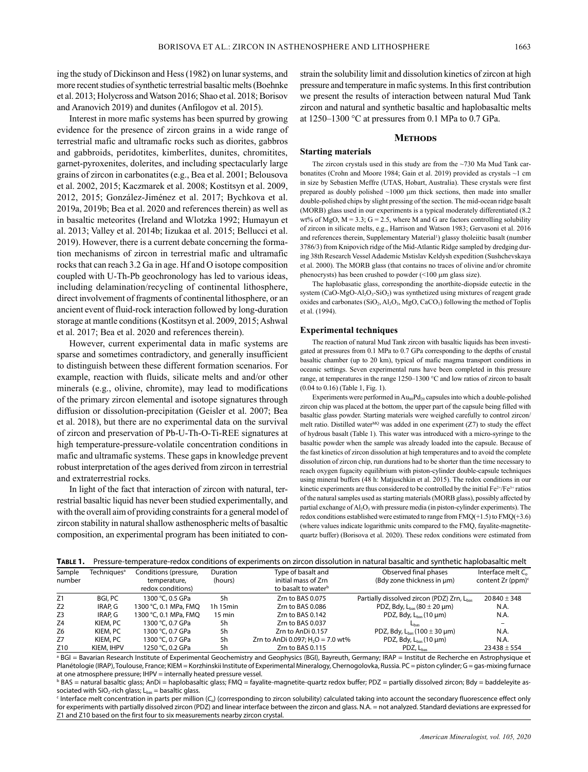ing the study of Dickinson and Hess (1982) on lunar systems, and more recent studies of synthetic terrestrial basaltic melts (Boehnke et al. 2013; Holycross and Watson 2016; Shao et al. 2018; Borisov and Aranovich 2019) and dunites (Anfilogov et al. 2015).

Interest in more mafic systems has been spurred by growing evidence for the presence of zircon grains in a wide range of terrestrial mafic and ultramafic rocks such as diorites, gabbros and gabbroids, peridotites, kimberlites, dunites, chromitites, garnet-pyroxenites, dolerites, and including spectacularly large grains of zircon in carbonatites (e.g., Bea et al. 2001; Belousova et al. 2002, 2015; Kaczmarek et al. 2008; Kostitsyn et al. 2009, 2012, 2015; González-Jiménez et al. 2017; Bychkova et al. 2019a, 2019b; Bea et al. 2020 and references therein) as well as in basaltic meteorites (Ireland and Wlotzka 1992; Humayun et al. 2013; Valley et al. 2014b; Iizukaa et al. 2015; Bellucci et al. 2019). However, there is a current debate concerning the formation mechanisms of zircon in terrestrial mafic and ultramafic rocks that can reach 3.2 Ga in age. Hf and O isotope composition coupled with U-Th-Pb geochronology has led to various ideas, including delamination/recycling of continental lithosphere, direct involvement of fragments of continental lithosphere, or an ancient event of fluid-rock interaction followed by long-duration storage at mantle conditions (Kostitsyn et al. 2009, 2015; Ashwal et al. 2017; Bea et al. 2020 and references therein).

However, current experimental data in mafic systems are sparse and sometimes contradictory, and generally insufficient to distinguish between these different formation scenarios. For example, reaction with fluids, silicate melts and/or other minerals (e.g., olivine, chromite), may lead to modifications of the primary zircon elemental and isotope signatures through diffusion or dissolution-precipitation (Geisler et al. 2007; Bea et al. 2018), but there are no experimental data on the survival of zircon and preservation of Pb-U-Th-O-Ti-REE signatures at high temperature-pressure-volatile concentration conditions in mafic and ultramafic systems. These gaps in knowledge prevent robust interpretation of the ages derived from zircon in terrestrial and extraterrestrial rocks.

In light of the fact that interaction of zircon with natural, terrestrial basaltic liquid has never been studied experimentally, and with the overall aim of providing constraints for a general model of zircon stability in natural shallow asthenospheric melts of basaltic composition, an experimental program has been initiated to constrain the solubility limit and dissolution kinetics of zircon at high pressure and temperature in mafic systems. In this first contribution we present the results of interaction between natural Mud Tank zircon and natural and synthetic basaltic and haplobasaltic melts at 1250–1300 °C at pressures from 0.1 MPa to 0.7 GPa.

## Methods

### Starting materials

The zircon crystals used in this study are from the ~730 Ma Mud Tank carbonatites (Crohn and Moore 1984; Gain et al. 2019) provided as crystals ~1 cm in size by Sebastien Meffre (UTAS, Hobart, Australia). These crystals were first prepared as doubly polished ~1000 µm thick sections, then made into smaller double-polished chips by slight pressing of the section. The mid-ocean ridge basalt (MORB) glass used in our experiments is a typical moderately differentiated (8.2 wt% of MgO, M = 3.3; G = 2.5, where M and G are factors controlling solubility of zircon in silicate melts, e.g., Harrison and Watson 1983; Gervasoni et al. 2016 and references therein, Supplementary Material[1]) glassy tholeiitic basalt (number 3786/3) from Knipovich ridge of the Mid-Atlantic Ridge sampled by dredging during 38th Research Vessel Academic Mstislav Keldysh expedition (Sushchevskaya et al. 2000). The MORB glass (that contains no traces of olivine and/or chromite phenocrysts) has been crushed to powder (<100 µm glass size).

The haplobasatic glass, corresponding the anorthite-diopside eutectic in the system ($CaO$-$MgO$-$Al_2O_3$-$SiO_2$) was synthetized using mixtures of reagent grade oxides and carbonates ($SiO_2$, $Al_2O_3$, $MgO$, $CaCO_3$) following the method of Toplis et al. (1994).

### Experimental techniques

The reaction of natural Mud Tank zircon with basaltic liquids has been investigated at pressures from 0.1 MPa to 0.7 GPa corresponding to the depths of crustal basaltic chamber (up to 20 km), typical of mafic magma transport conditions in oceanic settings. Seven experimental runs have been completed in this pressure range, at temperatures in the range 1250–1300 °C and low ratios of zircon to basalt (0.04 to 0.16) (Table 1, Fig. 1).

Experiments were performed in $Au_{80}Pd_{20}$ capsules into which a double-polished zircon chip was placed at the bottom, the upper part of the capsule being filled with basaltic glass powder. Starting materials were weighed carefully to control zircon/melt ratio. Distilled water[MQ] was added in one experiment (Z7) to study the effect of hydrous basalt (Table 1). This water was introduced with a micro-syringe to the basaltic powder when the sample was already loaded into the capsule. Because of the fast kinetics of zircon dissolution at high temperatures and to avoid the complete dissolution of zircon chip, run durations had to be shorter than the time necessary to reach oxygen fugacity equilibrium with piston-cylinder double-capsule techniques using mineral buffers (48 h: Matjuschkin et al. 2015). The redox conditions in our kinetic experiments are thus considered to be controlled by the initial $Fe^{2+}/Fe^{3+}$ ratios of the natural samples used as starting materials (MORB glass), possibly affected by partial exchange of $Al_2O_3$ with pressure media (in piston-cylinder experiments). The redox conditions established were estimated to range from FMQ(+1.5) to FMQ(+3.6) (where values indicate logarithmic units compared to the FMQ, fayalite-magnetite-quartz buffer) (Borisova et al. 2020). These redox conditions were estimated from

**Table 1.** Pressure-temperature-redox conditions of experiments on zircon dissolution in natural basaltic and synthetic haplobasaltic melt

| Sample number | Techniques[a] | Conditions (pressure, temperature, redox conditions) | Duration (hours) | Type of basalt and initial mass of Zrn to basalt to water[b] | Observed final phases (Bdy zone thickness in µm) | Interface melt $C_o$ content Zr (ppm)[c] |
|---|---|---|---|---|---|---|
| Z1 | BGI, PC | 1300 °C, 0.5 GPa | 5h | Zrn to BAS 0.075 | Partially dissolved zircon (PDZ) Zrn, $L_{bas}$ | 20 840 ± 348 |
| Z2 | IRAP, G | 1300 °C, 0.1 MPa, FMQ | 1h 15min | Zrn to BAS 0.086 | PDZ, Bdy, $L_{bas}$ (80 ± 20 µm) | N.A. |
| Z3 | IRAP, G | 1300 °C, 0.1 MPa, FMQ | 15 min | Zrn to BAS 0.142 | PDZ, Bdy, $L_{bas}$ (10 µm) | N.A. |
| Z4 | KIEM, PC | 1300 °C, 0.7 GPa | 5h | Zrn to BAS 0.037 | $L_{bas}$ | – |
| Z6 | KIEM, PC | 1300 °C, 0.7 GPa | 5h | Zrn to AnDi 0.157 | PDZ, Bdy, $L_{bas}$ (100 ± 30 µm) | N.A. |
| Z7 | KIEM, PC | 1300 °C, 0.7 GPa | 5h | Zrn to AnDi 0.097; $H_2O$ = 7.0 wt% | PDZ, Bdy, $L_{bas}$ (10 µm) | N.A. |
| Z10 | KIEM, IHPV | 1250 °C, 0.2 GPa | 5h | Zrn to BAS 0.115 | PDZ, $L_{bas}$ | 23 438 ± 554 |

[a] BGI = Bavarian Research Institute of Experimental Geochemistry and Geophysics (BGI), Bayreuth, Germany; IRAP = Institut de Recherche en Astrophysique et Planétologie (IRAP), Toulouse, France; KIEM = Korzhinskii Institute of Experimental Mineralogy, Chernogolovka, Russia. PC = piston cylinder; G = gas-mixing furnace at one atmosphere pressure; IHPV = internally heated pressure vessel.
[b] BAS = natural basaltic glass; AnDi = haplobasaltic glass; FMQ = fayalite-magnetite-quartz redox buffer; PDZ = partially dissolved zircon; Bdy = baddeleyite associated with $SiO_2$-rich glass; $L_{bas}$ = basaltic glass.
[c] Interface melt concentration in parts per million ($C_o$) (corresponding to zircon solubility) calculated taking into account the secondary fluorescence effect only for experiments with partially dissolved zircon (PDZ) and linear interface between the zircon and glass. N.A. = not analyzed. Standard deviations are expressed for Z1 and Z10 based on the first four to six measurements nearby zircon crystal.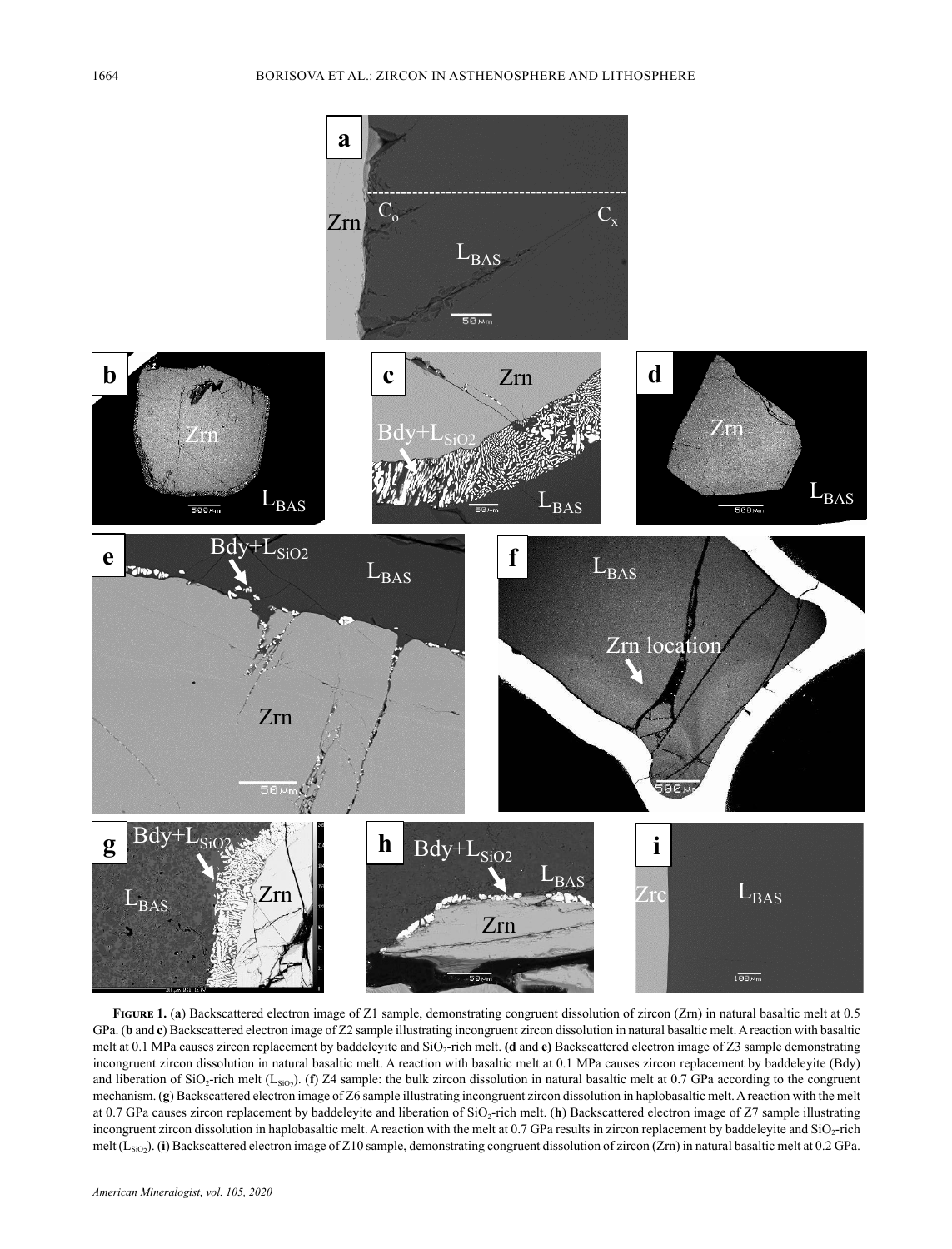**Figure 1.** (**a**) Backscattered electron image of Z1 sample, demonstrating congruent dissolution of zircon (Zrn) in natural basaltic melt at 0.5 GPa. (**b** and **c**) Backscattered electron image of Z2 sample illustrating incongruent zircon dissolution in natural basaltic melt. A reaction with basaltic melt at 0.1 MPa causes zircon replacement by baddeleyite and $SiO_2$-rich melt. **(d** and **e)** Backscattered electron image of Z3 sample demonstrating incongruent zircon dissolution in natural basaltic melt. A reaction with basaltic melt at 0.1 MPa causes zircon replacement by baddeleyite (Bdy) and liberation of $SiO_2$-rich melt ($L_{SiO_2}$). (**f**) Z4 sample: the bulk zircon dissolution in natural basaltic melt at 0.7 GPa according to the congruent mechanism. (**g**) Backscattered electron image of Z6 sample illustrating incongruent zircon dissolution in haplobasaltic melt. A reaction with the melt at 0.7 GPa causes zircon replacement by baddeleyite and liberation of $SiO_2$-rich melt. (**h**) Backscattered electron image of Z7 sample illustrating incongruent zircon dissolution in haplobasaltic melt. A reaction with the melt at 0.7 GPa results in zircon replacement by baddeleyite and $SiO_2$-rich melt ($L_{SiO_2}$). (**i**) Backscattered electron image of Z10 sample, demonstrating congruent dissolution of zircon (Zrn) in natural basaltic melt at 0.2 GPa.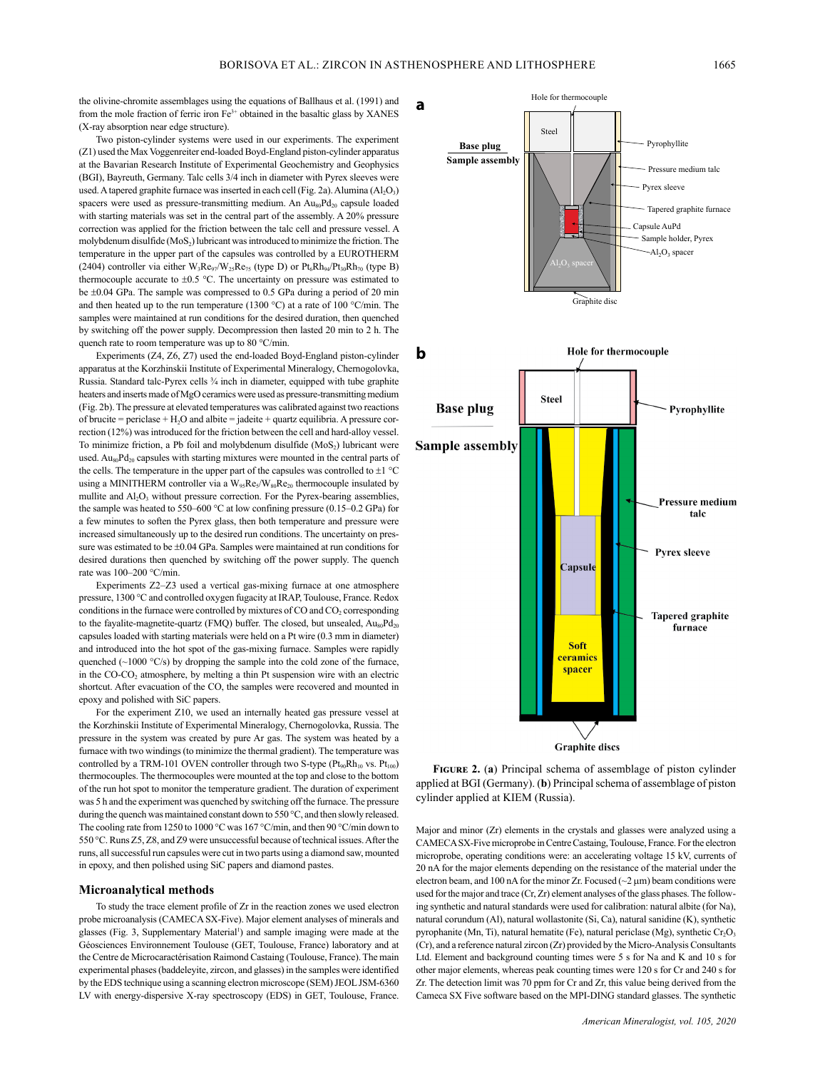the olivine-chromite assemblages using the equations of Ballhaus et al. (1991) and from the mole fraction of ferric iron $Fe^{3+}$ obtained in the basaltic glass by XANES (X-ray absorption near edge structure).

Two piston-cylinder systems were used in our experiments. The experiment (Z1) used the Max Voggenreiter end-loaded Boyd-England piston-cylinder apparatus at the Bavarian Research Institute of Experimental Geochemistry and Geophysics (BGI), Bayreuth, Germany. Talc cells 3/4 inch in diameter with Pyrex sleeves were used. A tapered graphite furnace was inserted in each cell (Fig. 2a). Alumina ($Al_2O_3$) spacers were used as pressure-transmitting medium. An $Au_{80}Pd_{20}$ capsule loaded with starting materials was set in the central part of the assembly. A 20% pressure correction was applied for the friction between the talc cell and pressure vessel. A molybdenum disulfide ($MoS_2$) lubricant was introduced to minimize the friction. The temperature in the upper part of the capsules was controlled by a EUROTHERM (2404) controller via either $W_3Re_{97}/W_{25}Re_{75}$ (type D) or $Pt_6Rh_{94}/Pt_{30}Rh_{70}$ (type B) thermocouple accurate to ±0.5 °C. The uncertainty on pressure was estimated to be ±0.04 GPa. The sample was compressed to 0.5 GPa during a period of 20 min and then heated up to the run temperature (1300 °C) at a rate of 100 °C/min. The samples were maintained at run conditions for the desired duration, then quenched by switching off the power supply. Decompression then lasted 20 min to 2 h. The quench rate to room temperature was up to 80 °C/min.

Experiments (Z4, Z6, Z7) used the end-loaded Boyd-England piston-cylinder apparatus at the Korzhinskii Institute of Experimental Mineralogy, Chernogolovka, Russia. Standard talc-Pyrex cells ¾ inch in diameter, equipped with tube graphite heaters and inserts made of MgO ceramics were used as pressure-transmitting medium (Fig. 2b). The pressure at elevated temperatures was calibrated against two reactions of brucite = periclase + $H_2O$ and albite = jadeite + quartz equilibria. A pressure correction (12%) was introduced for the friction between the cell and hard-alloy vessel. To minimize friction, a Pb foil and molybdenum disulfide ($MoS_2$) lubricant were used. $Au_{80}Pd_{20}$ capsules with starting mixtures were mounted in the central parts of the cells. The temperature in the upper part of the capsules was controlled to ±1 °C using a MINITHERM controller via a $W_{95}Re_5/W_{80}Re_{20}$ thermocouple insulated by mullite and $Al_2O_3$ without pressure correction. For the Pyrex-bearing assemblies, the sample was heated to 550–600 °C at low confining pressure (0.15–0.2 GPa) for a few minutes to soften the Pyrex glass, then both temperature and pressure were increased simultaneously up to the desired run conditions. The uncertainty on pressure was estimated to be ±0.04 GPa. Samples were maintained at run conditions for desired durations then quenched by switching off the power supply. The quench rate was 100–200 °C/min.

Experiments Z2–Z3 used a vertical gas-mixing furnace at one atmosphere pressure, 1300 °C and controlled oxygen fugacity at IRAP, Toulouse, France. Redox conditions in the furnace were controlled by mixtures of CO and $CO_2$ corresponding to the fayalite-magnetite-quartz (FMQ) buffer. The closed, but unsealed, $Au_{80}Pd_{20}$ capsules loaded with starting materials were held on a Pt wire (0.3 mm in diameter) and introduced into the hot spot of the gas-mixing furnace. Samples were rapidly quenched (~1000 °C/s) by dropping the sample into the cold zone of the furnace, in the CO-$CO_2$ atmosphere, by melting a thin Pt suspension wire with an electric shortcut. After evacuation of the CO, the samples were recovered and mounted in epoxy and polished with SiC papers.

For the experiment Z10, we used an internally heated gas pressure vessel at the Korzhinskii Institute of Experimental Mineralogy, Chernogolovka, Russia. The pressure in the system was created by pure Ar gas. The system was heated by a furnace with two windings (to minimize the thermal gradient). The temperature was controlled by a TRM-101 OVEN controller through two S-type ($Pt_{90}Rh_{10}$ vs. $Pt_{100}$) thermocouples. The thermocouples were mounted at the top and close to the bottom of the run hot spot to monitor the temperature gradient. The duration of experiment was 5 h and the experiment was quenched by switching off the furnace. The pressure during the quench was maintained constant down to 550 °C, and then slowly released. The cooling rate from 1250 to 1000 °C was 167 °C/min, and then 90 °C/min down to 550 °C. Runs Z5, Z8, and Z9 were unsuccessful because of technical issues. After the runs, all successful run capsules were cut in two parts using a diamond saw, mounted in epoxy, and then polished using SiC papers and diamond pastes.

## Microanalytical methods

To study the trace element profile of Zr in the reaction zones we used electron probe microanalysis (CAMECA SX-Five). Major element analyses of minerals and glasses (Fig. 3, Supplementary Material[1]) and sample imaging were made at the Géosciences Environnement Toulouse (GET, Toulouse, France) laboratory and at the Centre de Microcaractérisation Raimond Castaing (Toulouse, France). The main experimental phases (baddeleyite, zircon, and glasses) in the samples were identified by the EDS technique using a scanning electron microscope (SEM) JEOL JSM-6360 LV with energy-dispersive X-ray spectroscopy (EDS) in GET, Toulouse, France.

**Figure 2.** (**a**) Principal schema of assemblage of piston cylinder applied at BGI (Germany). (**b**) Principal schema of assemblage of piston cylinder applied at KIEM (Russia).

Major and minor (Zr) elements in the crystals and glasses were analyzed using a CAMECA SX-Five microprobe in Centre Castaing, Toulouse, France. For the electron microprobe, operating conditions were: an accelerating voltage 15 kV, currents of 20 nA for the major elements depending on the resistance of the material under the electron beam, and 100 nA for the minor Zr. Focused (~2 μm) beam conditions were used for the major and trace (Cr, Zr) element analyses of the glass phases. The following synthetic and natural standards were used for calibration: natural albite (for Na), natural corundum (Al), natural wollastonite (Si, Ca), natural sanidine (K), synthetic pyrophanite (Mn, Ti), natural hematite (Fe), natural periclase (Mg), synthetic $Cr_2O_3$ (Cr), and a reference natural zircon (Zr) provided by the Micro-Analysis Consultants Ltd. Element and background counting times were 5 s for Na and K and 10 s for other major elements, whereas peak counting times were 120 s for Cr and 240 s for Zr. The detection limit was 70 ppm for Cr and Zr, this value being derived from the Cameca SX Five software based on the MPI-DING standard glasses. The synthetic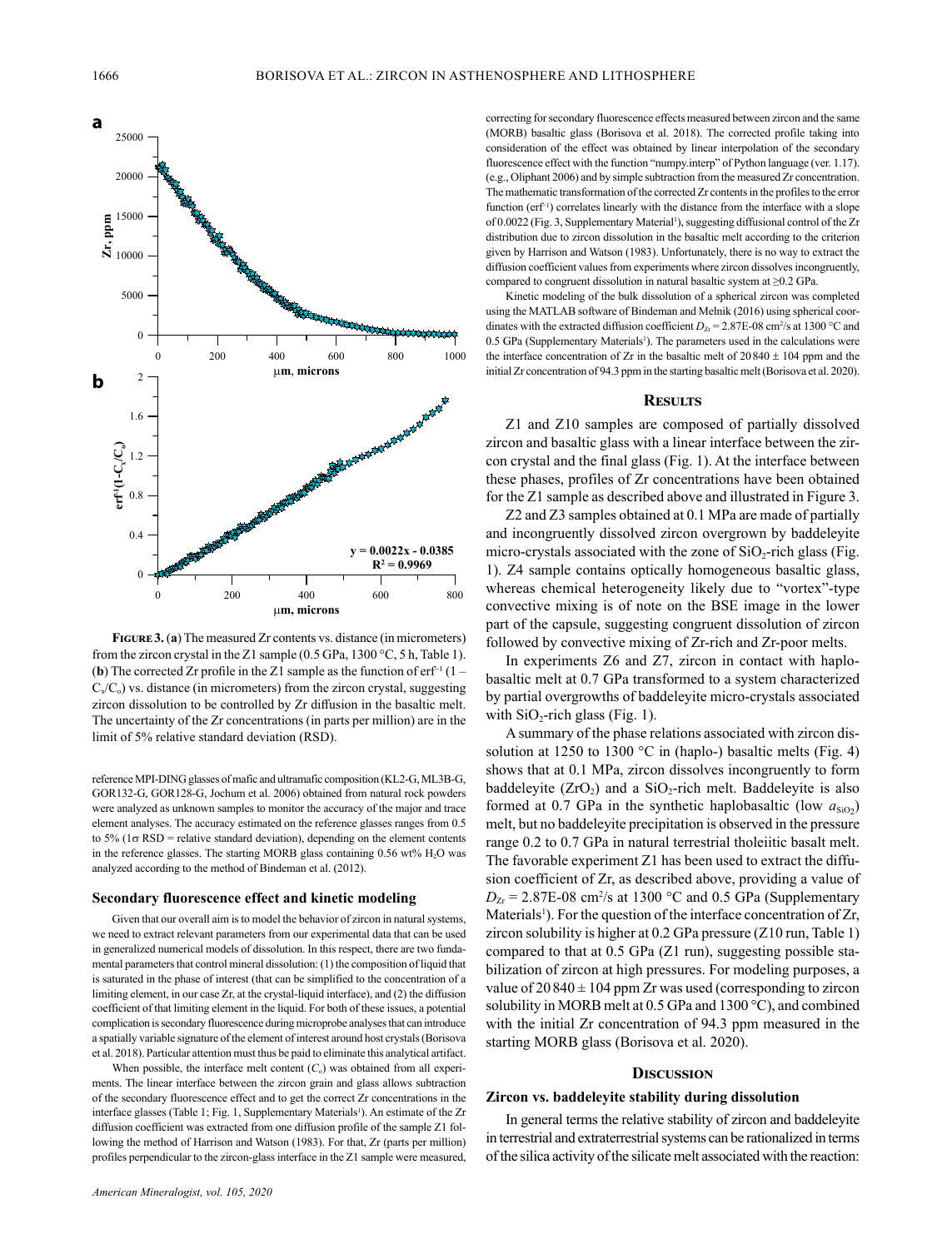**Figure 3.** (**a**) The measured Zr contents vs. distance (in micrometers) from the zircon crystal in the Z1 sample (0.5 GPa, 1300 °C, 5 h, Table 1). (**b**) The corrected Zr profile in the Z1 sample as the function of $\text{erf}^{-1}(1 - C_x/C_o)$ vs. distance (in micrometers) from the zircon crystal, suggesting zircon dissolution to be controlled by Zr diffusion in the basaltic melt. The uncertainty of the Zr concentrations (in parts per million) are in the limit of 5% relative standard deviation (RSD).

reference MPI-DING glasses of mafic and ultramafic composition (KL2-G, ML3B-G, GOR132-G, GOR128-G, Jochum et al. 2006) obtained from natural rock powders were analyzed as unknown samples to monitor the accuracy of the major and trace element analyses. The accuracy estimated on the reference glasses ranges from 0.5 to 5% (1σ RSD = relative standard deviation), depending on the element contents in the reference glasses. The starting MORB glass containing 0.56 wt% $H_2O$ was analyzed according to the method of Bindeman et al. (2012).

### Secondary fluorescence effect and kinetic modeling

Given that our overall aim is to model the behavior of zircon in natural systems, we need to extract relevant parameters from our experimental data that can be used in generalized numerical models of dissolution. In this respect, there are two fundamental parameters that control mineral dissolution: (1) the composition of liquid that is saturated in the phase of interest (that can be simplified to the concentration of a limiting element, in our case Zr, at the crystal-liquid interface), and (2) the diffusion coefficient of that limiting element in the liquid. For both of these issues, a potential complication is secondary fluorescence during microprobe analyses that can introduce a spatially variable signature of the element of interest around host crystals (Borisova et al. 2018). Particular attention must thus be paid to eliminate this analytical artifact.

When possible, the interface melt content ($C_o$) was obtained from all experiments. The linear interface between the zircon grain and glass allows subtraction of the secondary fluorescence effect and to get the correct Zr concentrations in the interface glasses (Table 1; Fig. 1, Supplementary Materials[1]). An estimate of the Zr diffusion coefficient was extracted from one diffusion profile of the sample Z1 following the method of Harrison and Watson (1983). For that, Zr (parts per million) profiles perpendicular to the zircon-glass interface in the Z1 sample were measured, correcting for secondary fluorescence effects measured between zircon and the same (MORB) basaltic glass (Borisova et al. 2018). The corrected profile taking into consideration of the effect was obtained by linear interpolation of the secondary fluorescence effect with the function "numpy.interp" of Python language (ver. 1.17). (e.g., Oliphant 2006) and by simple subtraction from the measured Zr concentration. The mathematic transformation of the corrected Zr contents in the profiles to the error function ($\text{erf}^{-1}$) correlates linearly with the distance from the interface with a slope of 0.0022 (Fig. 3, Supplementary Material[1]), suggesting diffusional control of the Zr distribution due to zircon dissolution in the basaltic melt according to the criterion given by Harrison and Watson (1983). Unfortunately, there is no way to extract the diffusion coefficient values from experiments where zircon dissolves incongruently, compared to congruent dissolution in natural basaltic system at ≥0.2 GPa.

Kinetic modeling of the bulk dissolution of a spherical zircon was completed using the MATLAB software of Bindeman and Melnik (2016) using spherical coordinates with the extracted diffusion coefficient $D_{Zr}$ = 2.87E-08 cm²/s at 1300 °C and 0.5 GPa (Supplementary Materials[1]). The parameters used in the calculations were the interface concentration of Zr in the basaltic melt of 20 840 ± 104 ppm and the initial Zr concentration of 94.3 ppm in the starting basaltic melt (Borisova et al. 2020).

## Results

Z1 and Z10 samples are composed of partially dissolved zircon and basaltic glass with a linear interface between the zircon crystal and the final glass (Fig. 1). At the interface between these phases, profiles of Zr concentrations have been obtained for the Z1 sample as described above and illustrated in Figure 3.

Z2 and Z3 samples obtained at 0.1 MPa are made of partially and incongruently dissolved zircon overgrown by baddeleyite micro-crystals associated with the zone of $SiO_2$-rich glass (Fig. 1). Z4 sample contains optically homogeneous basaltic glass, whereas chemical heterogeneity likely due to "vortex"-type convective mixing is of note on the BSE image in the lower part of the capsule, suggesting congruent dissolution of zircon followed by convective mixing of Zr-rich and Zr-poor melts.

In experiments Z6 and Z7, zircon in contact with haplobasaltic melt at 0.7 GPa transformed to a system characterized by partial overgrowths of baddeleyite micro-crystals associated with $SiO_2$-rich glass (Fig. 1).

A summary of the phase relations associated with zircon dissolution at 1250 to 1300 °C in (haplo-) basaltic melts (Fig. 4) shows that at 0.1 MPa, zircon dissolves incongruently to form baddeleyite ($ZrO_2$) and a $SiO_2$-rich melt. Baddeleyite is also formed at 0.7 GPa in the synthetic haplobasaltic (low $a_{SiO_2}$) melt, but no baddeleyite precipitation is observed in the pressure range 0.2 to 0.7 GPa in natural terrestrial tholeiitic basalt melt. The favorable experiment Z1 has been used to extract the diffusion coefficient of Zr, as described above, providing a value of $D_{Zr}$ = 2.87E-08 cm²/s at 1300 °C and 0.5 GPa (Supplementary Materials[1]). For the question of the interface concentration of Zr, zircon solubility is higher at 0.2 GPa pressure (Z10 run, Table 1) compared to that at 0.5 GPa (Z1 run), suggesting possible stabilization of zircon at high pressures. For modeling purposes, a value of 20 840 ± 104 ppm Zr was used (corresponding to zircon solubility in MORB melt at 0.5 GPa and 1300 °C), and combined with the initial Zr concentration of 94.3 ppm measured in the starting MORB glass (Borisova et al. 2020).

## Discussion

### Zircon vs. baddeleyite stability during dissolution

In general terms the relative stability of zircon and baddeleyite in terrestrial and extraterrestrial systems can be rationalized in terms of the silica activity of the silicate melt associated with the reaction: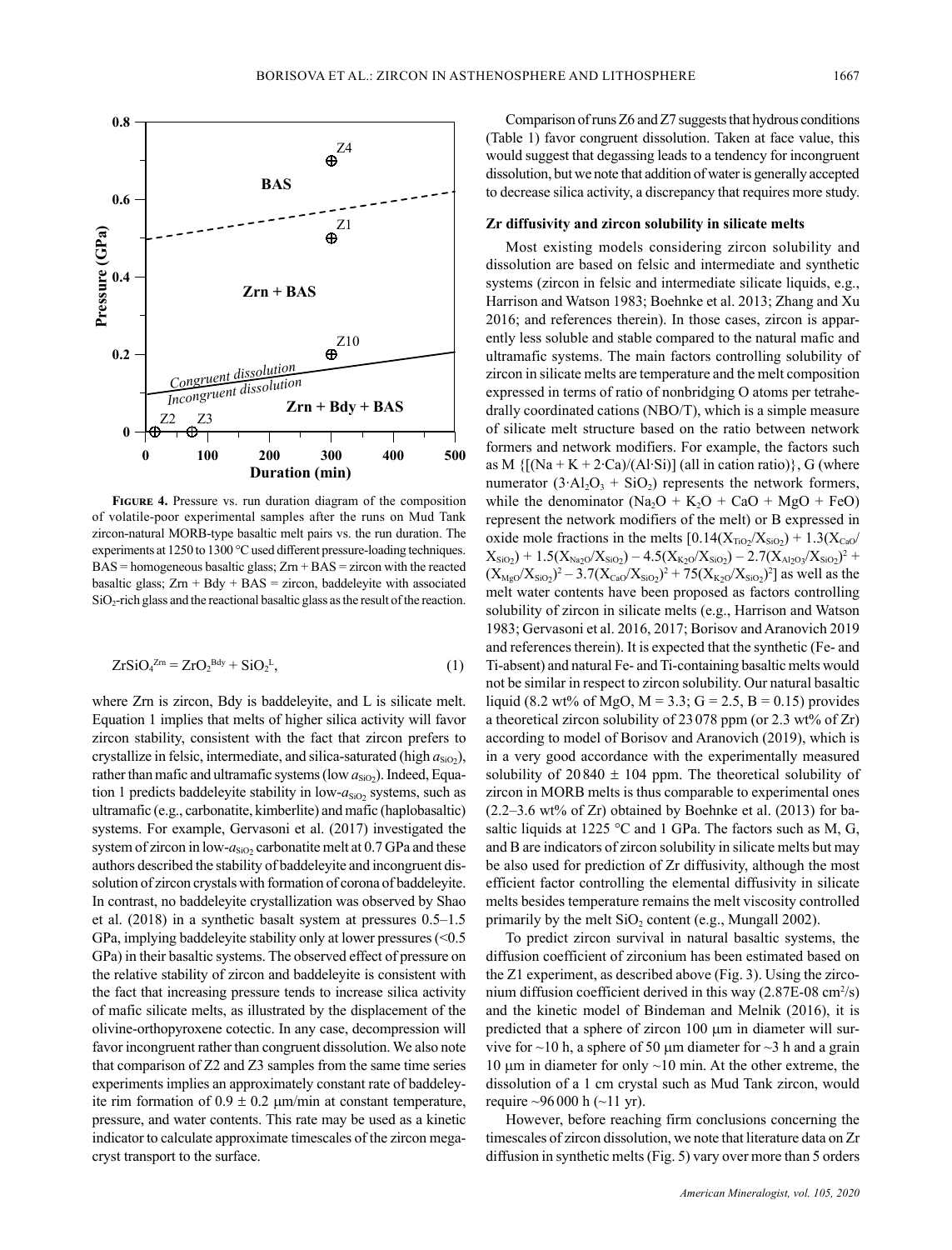**Figure 4.** Pressure vs. run duration diagram of the composition of volatile-poor experimental samples after the runs on Mud Tank zircon-natural MORB-type basaltic melt pairs vs. the run duration. The experiments at 1250 to 1300 °C used different pressure-loading techniques. BAS = homogeneous basaltic glass; Zrn + BAS = zircon with the reacted basaltic glass; Zrn + Bdy + BAS = zircon, baddeleyite with associated $SiO_2$-rich glass and the reactional basaltic glass as the result of the reaction.

$$ZrSiO_4^{Zrn} = ZrO_2^{Bdy} + SiO_2^{L}, \tag{1}$$

where Zrn is zircon, Bdy is baddeleyite, and L is silicate melt. Equation 1 implies that melts of higher silica activity will favor zircon stability, consistent with the fact that zircon prefers to crystallize in felsic, intermediate, and silica-saturated (high $a_{SiO_2}$), rather than mafic and ultramafic systems (low $a_{SiO_2}$). Indeed, Equation 1 predicts baddeleyite stability in low-$a_{SiO_2}$ systems, such as ultramafic (e.g., carbonatite, kimberlite) and mafic (haplobasaltic) systems. For example, Gervasoni et al. (2017) investigated the system of zircon in low-$a_{SiO_2}$ carbonatite melt at 0.7 GPa and these authors described the stability of baddeleyite and incongruent dissolution of zircon crystals with formation of corona of baddeleyite. In contrast, no baddeleyite crystallization was observed by Shao et al. (2018) in a synthetic basalt system at pressures 0.5–1.5 GPa, implying baddeleyite stability only at lower pressures (<0.5 GPa) in their basaltic systems. The observed effect of pressure on the relative stability of zircon and baddeleyite is consistent with the fact that increasing pressure tends to increase silica activity of mafic silicate melts, as illustrated by the displacement of the olivine-orthopyroxene cotectic. In any case, decompression will favor incongruent rather than congruent dissolution. We also note that comparison of Z2 and Z3 samples from the same time series experiments implies an approximately constant rate of baddeleyite rim formation of $0.9 \pm 0.2$ μm/min at constant temperature, pressure, and water contents. This rate may be used as a kinetic indicator to calculate approximate timescales of the zircon megacryst transport to the surface.

Comparison of runs Z6 and Z7 suggests that hydrous conditions (Table 1) favor congruent dissolution. Taken at face value, this would suggest that degassing leads to a tendency for incongruent dissolution, but we note that addition of water is generally accepted to decrease silica activity, a discrepancy that requires more study.

### Zr diffusivity and zircon solubility in silicate melts

Most existing models considering zircon solubility and dissolution are based on felsic and intermediate and synthetic systems (zircon in felsic and intermediate silicate liquids, e.g., Harrison and Watson 1983; Boehnke et al. 2013; Zhang and Xu 2016; and references therein). In those cases, zircon is apparently less soluble and stable compared to the natural mafic and ultramafic systems. The main factors controlling solubility of zircon in silicate melts are temperature and the melt composition expressed in terms of ratio of nonbridging O atoms per tetrahedrally coordinated cations (NBO/T), which is a simple measure of silicate melt structure based on the ratio between network formers and network modifiers. For example, the factors such as M $\{[(Na + K + 2 \cdot Ca)/(Al \cdot Si)]$ (all in cation ratio)$\}$, G (where numerator $(3 \cdot Al_2O_3 + SiO_2)$ represents the network formers, while the denominator $(Na_2O + K_2O + CaO + MgO + FeO)$ represent the network modifiers of the melt) or B expressed in oxide mole fractions in the melts $[0.14(X_{TiO_2}/X_{SiO_2}) + 1.3(X_{CaO}/X_{SiO_2}) + 1.5(X_{Na_2O}/X_{SiO_2}) - 4.5(X_{K_2O}/X_{SiO_2}) - 2.7(X_{Al_2O_3}/X_{SiO_2})^2 + (X_{MgO}/X_{SiO_2})^2 - 3.7(X_{CaO}/X_{SiO_2})^2 + 75(X_{K_2O}/X_{SiO_2})^2]$ as well as the melt water contents have been proposed as factors controlling solubility of zircon in silicate melts (e.g., Harrison and Watson 1983; Gervasoni et al. 2016, 2017; Borisov and Aranovich 2019 and references therein). It is expected that the synthetic (Fe- and Ti-absent) and natural Fe- and Ti-containing basaltic melts would not be similar in respect to zircon solubility. Our natural basaltic liquid (8.2 wt% of MgO, M = 3.3; G = 2.5, B = 0.15) provides a theoretical zircon solubility of 23 078 ppm (or 2.3 wt% of Zr) according to model of Borisov and Aranovich (2019), which is in a very good accordance with the experimentally measured solubility of $20\,840 \pm 104$ ppm. The theoretical solubility of zircon in MORB melts is thus comparable to experimental ones (2.2–3.6 wt% of Zr) obtained by Boehnke et al. (2013) for basaltic liquids at 1225 °C and 1 GPa. The factors such as M, G, and B are indicators of zircon solubility in silicate melts but may be also used for prediction of Zr diffusivity, although the most efficient factor controlling the elemental diffusivity in silicate melts besides temperature remains the melt viscosity controlled primarily by the melt $SiO_2$ content (e.g., Mungall 2002).

To predict zircon survival in natural basaltic systems, the diffusion coefficient of zirconium has been estimated based on the Z1 experiment, as described above (Fig. 3). Using the zirconium diffusion coefficient derived in this way (2.87E-08 $cm^2/s$) and the kinetic model of Bindeman and Melnik (2016), it is predicted that a sphere of zircon 100 μm in diameter will survive for ~10 h, a sphere of 50 μm diameter for ~3 h and a grain 10 μm in diameter for only ~10 min. At the other extreme, the dissolution of a 1 cm crystal such as Mud Tank zircon, would require ~96 000 h (~11 yr).

However, before reaching firm conclusions concerning the timescales of zircon dissolution, we note that literature data on Zr diffusion in synthetic melts (Fig. 5) vary over more than 5 orders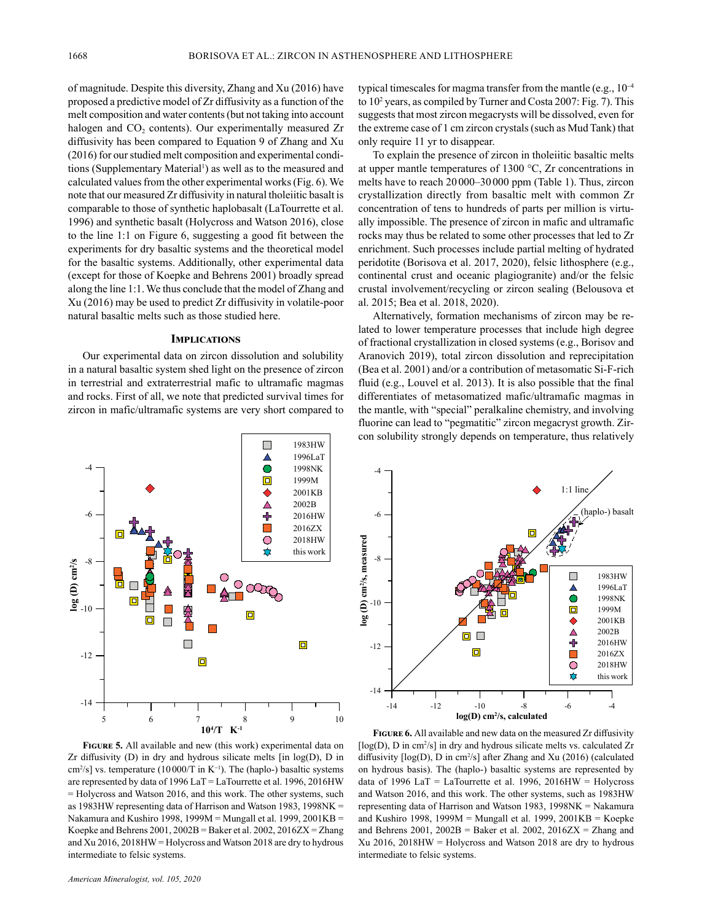of magnitude. Despite this diversity, Zhang and Xu (2016) have proposed a predictive model of Zr diffusivity as a function of the melt composition and water contents (but not taking into account halogen and $CO_2$ contents). Our experimentally measured Zr diffusivity has been compared to Equation 9 of Zhang and Xu (2016) for our studied melt composition and experimental conditions (Supplementary Material[1]) as well as to the measured and calculated values from the other experimental works (Fig. 6). We note that our measured Zr diffusivity in natural tholeiitic basalt is comparable to those of synthetic haplobasalt (LaTourrette et al. 1996) and synthetic basalt (Holycross and Watson 2016), close to the line 1:1 on Figure 6, suggesting a good fit between the experiments for dry basaltic systems and the theoretical model for the basaltic systems. Additionally, other experimental data (except for those of Koepke and Behrens 2001) broadly spread along the line 1:1. We thus conclude that the model of Zhang and Xu (2016) may be used to predict Zr diffusivity in volatile-poor natural basaltic melts such as those studied here.

## Implications

Our experimental data on zircon dissolution and solubility in a natural basaltic system shed light on the presence of zircon in terrestrial and extraterrestrial mafic to ultramafic magmas and rocks. First of all, we note that predicted survival times for zircon in mafic/ultramafic systems are very short compared to typical timescales for magma transfer from the mantle (e.g., $10^{-4}$ to $10^2$ years, as compiled by Turner and Costa 2007: Fig. 7). This suggests that most zircon megacrysts will be dissolved, even for the extreme case of 1 cm zircon crystals (such as Mud Tank) that only require 11 yr to disappear.

To explain the presence of zircon in tholeiitic basaltic melts at upper mantle temperatures of 1300 °C, Zr concentrations in melts have to reach 20 000–30 000 ppm (Table 1). Thus, zircon crystallization directly from basaltic melt with common Zr concentration of tens to hundreds of parts per million is virtually impossible. The presence of zircon in mafic and ultramafic rocks may thus be related to some other processes that led to Zr enrichment. Such processes include partial melting of hydrated peridotite (Borisova et al. 2017, 2020), felsic lithosphere (e.g., continental crust and oceanic plagiogranite) and/or the felsic crustal involvement/recycling or zircon sealing (Belousova et al. 2015; Bea et al. 2018, 2020).

Alternatively, formation mechanisms of zircon may be related to lower temperature processes that include high degree of fractional crystallization in closed systems (e.g., Borisov and Aranovich 2019), total zircon dissolution and reprecipitation (Bea et al. 2001) and/or a contribution of metasomatic Si-F-rich fluid (e.g., Louvel et al. 2013). It is also possible that the final differentiates of metasomatized mafic/ultramafic magmas in the mantle, with "special" peralkaline chemistry, and involving fluorine can lead to "pegmatitic" zircon megacryst growth. Zircon solubility strongly depends on temperature, thus relatively

**Figure 5.** All available and new (this work) experimental data on Zr diffusivity (D) in dry and hydrous silicate melts [in log(D), D in cm²/s] vs. temperature (10 000/T in K⁻¹). The (haplo-) basaltic systems are represented by data of 1996 LaT = LaTourrette et al. 1996, 2016HW = Holycross and Watson 2016, and this work. The other systems, such as 1983HW representing data of Harrison and Watson 1983, 1998NK = Nakamura and Kushiro 1998, 1999M = Mungall et al. 1999, 2001KB = Koepke and Behrens 2001, 2002B = Baker et al. 2002, 2016ZX = Zhang and Xu 2016, 2018HW = Holycross and Watson 2018 are dry to hydrous intermediate to felsic systems.

**Figure 6.** All available and new data on the measured Zr diffusivity [log(D), D in cm²/s] in dry and hydrous silicate melts vs. calculated Zr diffusivity [log(D), D in cm²/s] after Zhang and Xu (2016) (calculated on hydrous basis). The (haplo-) basaltic systems are represented by data of 1996 LaT = LaTourrette et al. 1996, 2016HW = Holycross and Watson 2016, and this work. The other systems, such as 1983HW representing data of Harrison and Watson 1983, 1998NK = Nakamura and Kushiro 1998, 1999M = Mungall et al. 1999, 2001KB = Koepke and Behrens 2001, 2002B = Baker et al. 2002, 2016ZX = Zhang and Xu 2016, 2018HW = Holycross and Watson 2018 are dry to hydrous intermediate to felsic systems.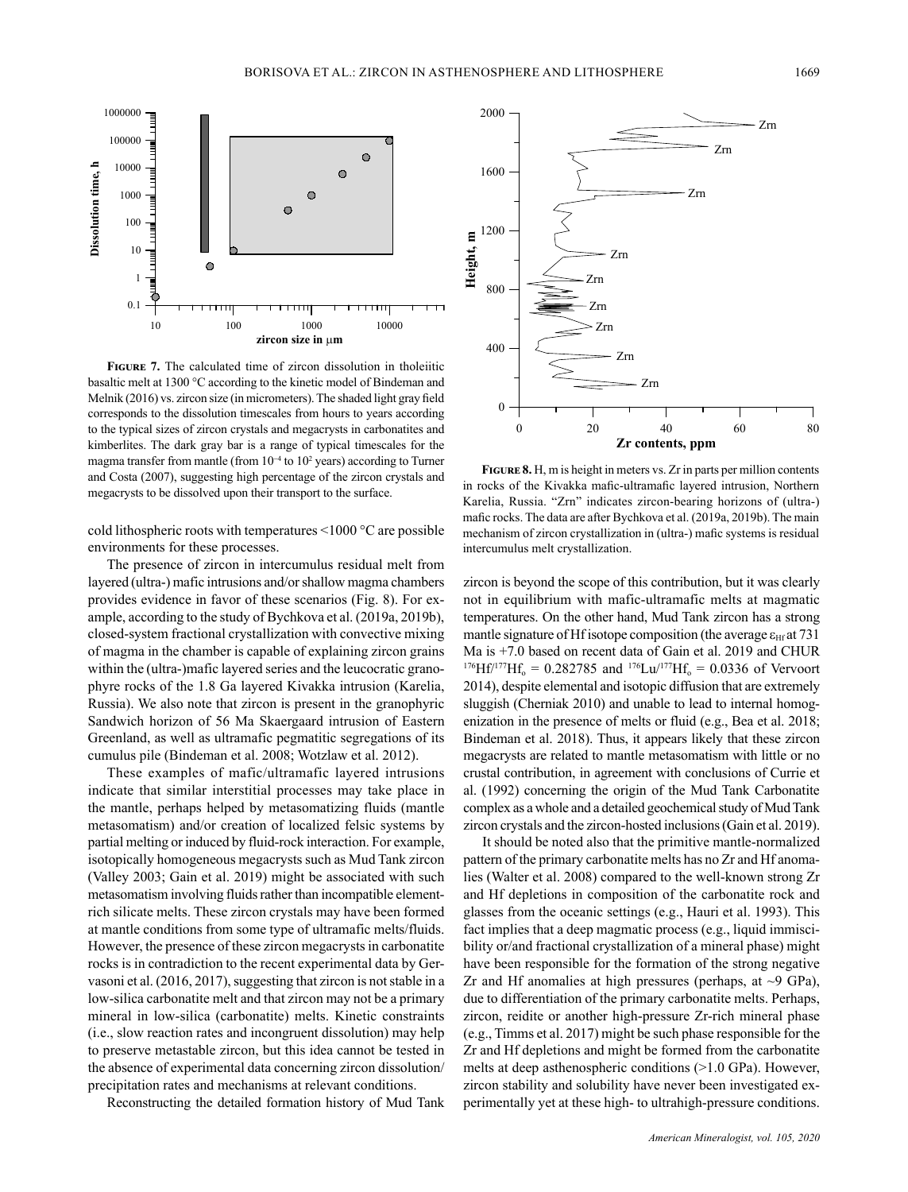**Figure 7.** The calculated time of zircon dissolution in tholeiitic basaltic melt at 1300 °C according to the kinetic model of Bindeman and Melnik (2016) vs. zircon size (in micrometers). The shaded light gray field corresponds to the dissolution timescales from hours to years according to the typical sizes of zircon crystals and megacrysts in carbonatites and kimberlites. The dark gray bar is a range of typical timescales for the magma transfer from mantle (from $10^{-4}$ to $10^{2}$ years) according to Turner and Costa (2007), suggesting high percentage of the zircon crystals and megacrysts to be dissolved upon their transport to the surface.

cold lithospheric roots with temperatures <1000 °C are possible environments for these processes.

The presence of zircon in intercumulus residual melt from layered (ultra-) mafic intrusions and/or shallow magma chambers provides evidence in favor of these scenarios (Fig. 8). For example, according to the study of Bychkova et al. (2019a, 2019b), closed-system fractional crystallization with convective mixing of magma in the chamber is capable of explaining zircon grains within the (ultra-)mafic layered series and the leucocratic granophyre rocks of the 1.8 Ga layered Kivakka intrusion (Karelia, Russia). We also note that zircon is present in the granophyric Sandwich horizon of 56 Ma Skaergaard intrusion of Eastern Greenland, as well as ultramafic pegmatitic segregations of its cumulus pile (Bindeman et al. 2008; Wotzlaw et al. 2012).

These examples of mafic/ultramafic layered intrusions indicate that similar interstitial processes may take place in the mantle, perhaps helped by metasomatizing fluids (mantle metasomatism) and/or creation of localized felsic systems by partial melting or induced by fluid-rock interaction. For example, isotopically homogeneous megacrysts such as Mud Tank zircon (Valley 2003; Gain et al. 2019) might be associated with such metasomatism involving fluids rather than incompatible element-rich silicate melts. These zircon crystals may have been formed at mantle conditions from some type of ultramafic melts/fluids. However, the presence of these zircon megacrysts in carbonatite rocks is in contradiction to the recent experimental data by Gervasoni et al. (2016, 2017), suggesting that zircon is not stable in a low-silica carbonatite melt and that zircon may not be a primary mineral in low-silica (carbonatite) melts. Kinetic constraints (i.e., slow reaction rates and incongruent dissolution) may help to preserve metastable zircon, but this idea cannot be tested in the absence of experimental data concerning zircon dissolution/precipitation rates and mechanisms at relevant conditions.

Reconstructing the detailed formation history of Mud Tank

**Figure 8.** H, m is height in meters vs. Zr in parts per million contents in rocks of the Kivakka mafic-ultramafic layered intrusion, Northern Karelia, Russia. "Zrn" indicates zircon-bearing horizons of (ultra-) mafic rocks. The data are after Bychkova et al. (2019a, 2019b). The main mechanism of zircon crystallization in (ultra-) mafic systems is residual intercumulus melt crystallization.

zircon is beyond the scope of this contribution, but it was clearly not in equilibrium with mafic-ultramafic melts at magmatic temperatures. On the other hand, Mud Tank zircon has a strong mantle signature of Hf isotope composition (the average $\varepsilon_{Hf}$ at 731 Ma is +7.0 based on recent data of Gain et al. 2019 and CHUR $^{176}Hf/^{177}Hf_o$ = 0.282785 and $^{176}Lu/^{177}Hf_o$ = 0.0336 of Vervoort 2014), despite elemental and isotopic diffusion that are extremely sluggish (Cherniak 2010) and unable to lead to internal homogenization in the presence of melts or fluid (e.g., Bea et al. 2018; Bindeman et al. 2018). Thus, it appears likely that these zircon megacrysts are related to mantle metasomatism with little or no crustal contribution, in agreement with conclusions of Currie et al. (1992) concerning the origin of the Mud Tank Carbonatite complex as a whole and a detailed geochemical study of Mud Tank zircon crystals and the zircon-hosted inclusions (Gain et al. 2019).

It should be noted also that the primitive mantle-normalized pattern of the primary carbonatite melts has no Zr and Hf anomalies (Walter et al. 2008) compared to the well-known strong Zr and Hf depletions in composition of the carbonatite rock and glasses from the oceanic settings (e.g., Hauri et al. 1993). This fact implies that a deep magmatic process (e.g., liquid immiscibility or/and fractional crystallization of a mineral phase) might have been responsible for the formation of the strong negative Zr and Hf anomalies at high pressures (perhaps, at ~9 GPa), due to differentiation of the primary carbonatite melts. Perhaps, zircon, reidite or another high-pressure Zr-rich mineral phase (e.g., Timms et al. 2017) might be such phase responsible for the Zr and Hf depletions and might be formed from the carbonatite melts at deep asthenospheric conditions (>1.0 GPa). However, zircon stability and solubility have never been investigated experimentally yet at these high- to ultrahigh-pressure conditions.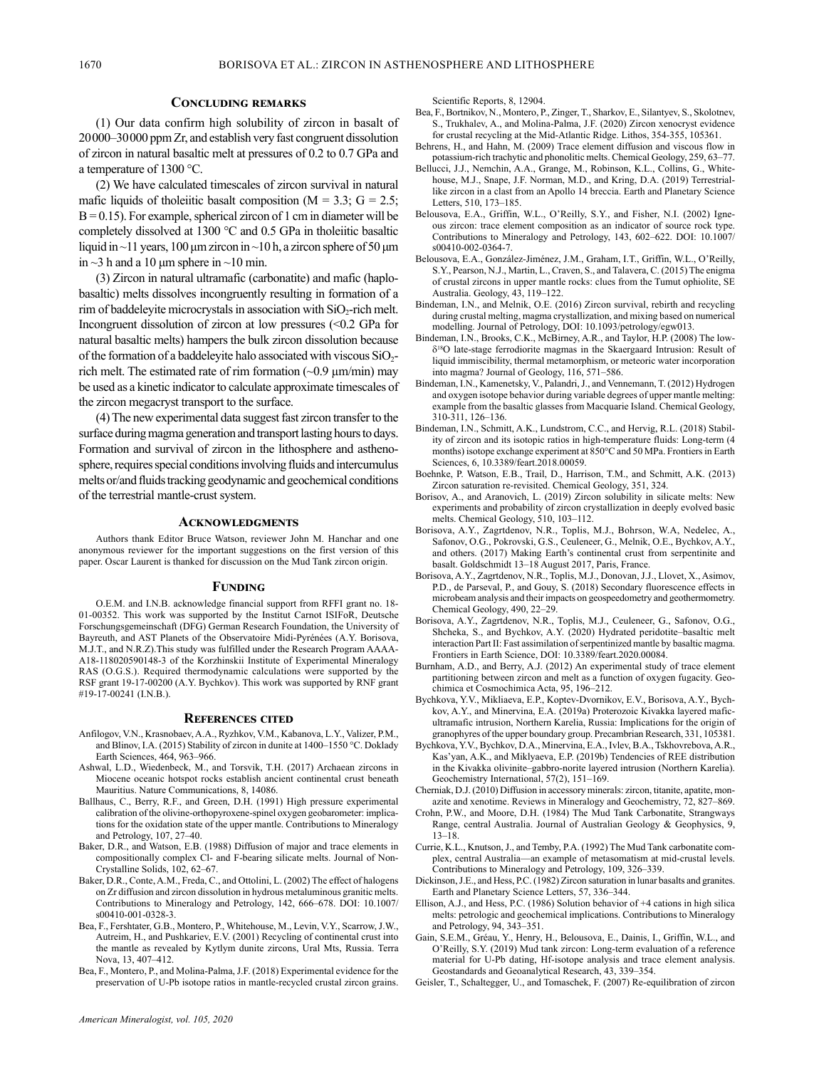## Concluding remarks

(1) Our data confirm high solubility of zircon in basalt of 20000–30000 ppm Zr, and establish very fast congruent dissolution of zircon in natural basaltic melt at pressures of 0.2 to 0.7 GPa and a temperature of 1300 °C.

(2) We have calculated timescales of zircon survival in natural mafic liquids of tholeiitic basalt composition ($M = 3.3$; $G = 2.5$; $B = 0.15$). For example, spherical zircon of 1 cm in diameter will be completely dissolved at 1300 °C and 0.5 GPa in tholeiitic basaltic liquid in ~11 years, 100 μm zircon in ~10 h, a zircon sphere of 50 μm in ~3 h and a 10 μm sphere in ~10 min.

(3) Zircon in natural ultramafic (carbonatite) and mafic (haplobasaltic) melts dissolves incongruently resulting in formation of a rim of baddeleyite microcrystals in association with $SiO_2$-rich melt. Incongruent dissolution of zircon at low pressures (<0.2 GPa for natural basaltic melts) hampers the bulk zircon dissolution because of the formation of a baddeleyite halo associated with viscous $SiO_2$-rich melt. The estimated rate of rim formation (~0.9 μm/min) may be used as a kinetic indicator to calculate approximate timescales of the zircon megacryst transport to the surface.

(4) The new experimental data suggest fast zircon transfer to the surface during magma generation and transport lasting hours to days. Formation and survival of zircon in the lithosphere and asthenosphere, requires special conditions involving fluids and intercumulus melts or/and fluids tracking geodynamic and geochemical conditions of the terrestrial mantle-crust system.

## Acknowledgments

Authors thank Editor Bruce Watson, reviewer John M. Hanchar and one anonymous reviewer for the important suggestions on the first version of this paper. Oscar Laurent is thanked for discussion on the Mud Tank zircon origin.

## Funding

O.E.M. and I.N.B. acknowledge financial support from RFFI grant no. 18-01-00352. This work was supported by the Institut Carnot ISIFoR, Deutsche Forschungsgemeinschaft (DFG) German Research Foundation, the University of Bayreuth, and AST Planets of the Observatoire Midi-Pyrénées (A.Y. Borisova, M.J.T., and N.R.Z).This study was fulfilled under the Research Program AAAA-A18-118020590148-3 of the Korzhinskii Institute of Experimental Mineralogy RAS (O.G.S.). Required thermodynamic calculations were supported by the RSF grant 19-17-00200 (A.Y. Bychkov). This work was supported by RNF grant #19-17-00241 (I.N.B.).

## References cited

Anfilogov, V.N., Krasnobaev, A.A., Ryzhkov, V.M., Kabanova, L.Y., Valizer, P.M., and Blinov, I.A. (2015) Stability of zircon in dunite at 1400–1550 °C. Doklady Earth Sciences, 464, 963–966.

Ashwal, L.D., Wiedenbeck, M., and Torsvik, T.H. (2017) Archaean zircons in Miocene oceanic hotspot rocks establish ancient continental crust beneath Mauritius. Nature Communications, 8, 14086.

Ballhaus, C., Berry, R.F., and Green, D.H. (1991) High pressure experimental calibration of the olivine-orthopyroxene-spinel oxygen geobarometer: implications for the oxidation state of the upper mantle. Contributions to Mineralogy and Petrology, 107, 27–40.

Baker, D.R., and Watson, E.B. (1988) Diffusion of major and trace elements in compositionally complex Cl- and F-bearing silicate melts. Journal of Non-Crystalline Solids, 102, 62–67.

Baker, D.R., Conte, A.M., Freda, C., and Ottolini, L. (2002) The effect of halogens on Zr diffusion and zircon dissolution in hydrous metaluminous granitic melts. Contributions to Mineralogy and Petrology, 142, 666–678. DOI: 10.1007/s00410-001-0328-3.

Bea, F., Fershtater, G.B., Montero, P., Whitehouse, M., Levin, V.Y., Scarrow, J.W., Autreim, H., and Pushkariev, E.V. (2001) Recycling of continental crust into the mantle as revealed by Kytlym dunite zircons, Ural Mts, Russia. Terra Nova, 13, 407–412.

Bea, F., Montero, P., and Molina-Palma, J.F. (2018) Experimental evidence for the preservation of U-Pb isotope ratios in mantle-recycled crustal zircon grains. Scientific Reports, 8, 12904.

Bea, F., Bortnikov, N., Montero, P., Zinger, T., Sharkov, E., Silantyev, S., Skolotnev, S., Trukhalev, A., and Molina-Palma, J.F. (2020) Zircon xenocryst evidence for crustal recycling at the Mid-Atlantic Ridge. Lithos, 354-355, 105361.

Behrens, H., and Hahn, M. (2009) Trace element diffusion and viscous flow in potassium-rich trachytic and phonolitic melts. Chemical Geology, 259, 63–77.

Bellucci, J.J., Nemchin, A.A., Grange, M., Robinson, K.L., Collins, G., Whitehouse, M.J., Snape, J.F. Norman, M.D., and Kring, D.A. (2019) Terrestrial-like zircon in a clast from an Apollo 14 breccia. Earth and Planetary Science Letters, 510, 173–185.

Belousova, E.A., Griffin, W.L., O'Reilly, S.Y., and Fisher, N.I. (2002) Igneous zircon: trace element composition as an indicator of source rock type. Contributions to Mineralogy and Petrology, 143, 602–622. DOI: 10.1007/s00410-002-0364-7.

Belousova, E.A., González-Jiménez, J.M., Graham, I.T., Griffin, W.L., O'Reilly, S.Y., Pearson, N.J., Martin, L., Craven, S., and Talavera, C. (2015) The enigma of crustal zircons in upper mantle rocks: clues from the Tumut ophiolite, SE Australia. Geology, 43, 119–122.

Bindeman, I.N., and Melnik, O.E. (2016) Zircon survival, rebirth and recycling during crustal melting, magma crystallization, and mixing based on numerical modelling. Journal of Petrology, DOI: 10.1093/petrology/egw013.

Bindeman, I.N., Brooks, C.K., McBirney, A.R., and Taylor, H.P. (2008) The low-$\delta^{18}$O late-stage ferrodiorite magmas in the Skaergaard Intrusion: Result of liquid immiscibility, thermal metamorphism, or meteoric water incorporation into magma? Journal of Geology, 116, 571–586.

Bindeman, I.N., Kamenetsky, V., Palandri, J., and Vennemann, T. (2012) Hydrogen and oxygen isotope behavior during variable degrees of upper mantle melting: example from the basaltic glasses from Macquarie Island. Chemical Geology, 310-311, 126–136.

Bindeman, I.N., Schmitt, A.K., Lundstrom, C.C., and Hervig, R.L. (2018) Stability of zircon and its isotopic ratios in high-temperature fluids: Long-term (4 months) isotope exchange experiment at 850°C and 50 MPa. Frontiers in Earth Sciences, 6, 10.3389/feart.2018.00059.

Boehnke, P. Watson, E.B., Trail, D., Harrison, T.M., and Schmitt, A.K. (2013) Zircon saturation re-revisited. Chemical Geology, 351, 324.

Borisov, A., and Aranovich, L. (2019) Zircon solubility in silicate melts: New experiments and probability of zircon crystallization in deeply evolved basic melts. Chemical Geology, 510, 103–112.

Borisova, A.Y., Zagrtdenov, N.R., Toplis, M.J., Bohrson, W.A, Nedelec, A., Safonov, O.G., Pokrovski, G.S., Ceuleneer, G., Melnik, O.E., Bychkov, A.Y., and others. (2017) Making Earth's continental crust from serpentinite and basalt. Goldschmidt 13–18 August 2017, Paris, France.

Borisova, A.Y., Zagrtdenov, N.R., Toplis, M.J., Donovan, J.J., Llovet, X., Asimov, P.D., de Parseval, P., and Gouy, S. (2018) Secondary fluorescence effects in microbeam analysis and their impacts on geospeedometry and geothermometry. Chemical Geology, 490, 22–29.

Borisova, A.Y., Zagrtdenov, N.R., Toplis, M.J., Ceuleneer, G., Safonov, O.G., Shcheka, S., and Bychkov, A.Y. (2020) Hydrated peridotite–basaltic melt interaction Part II: Fast assimilation of serpentinized mantle by basaltic magma. Frontiers in Earth Science, DOI: 10.3389/feart.2020.00084.

Burnham, A.D., and Berry, A.J. (2012) An experimental study of trace element partitioning between zircon and melt as a function of oxygen fugacity. Geochimica et Cosmochimica Acta, 95, 196–212.

Bychkova, Y.V., Mikliaeva, E.P., Koptev-Dvornikov, E.V., Borisova, A.Y., Bychkov, A.Y., and Minervina, E.A. (2019a) Proterozoic Kivakka layered mafic-ultramafic intrusion, Northern Karelia, Russia: Implications for the origin of granophyres of the upper boundary group. Precambrian Research, 331, 105381.

Bychkova, Y.V., Bychkov, D.A., Minervina, E.A., Ivlev, B.A., Tskhovrebova, A.R., Kas'yan, A.K., and Miklyaeva, E.P. (2019b) Tendencies of REE distribution in the Kivakka olivinite–gabbro-norite layered intrusion (Northern Karelia). Geochemistry International, 57(2), 151–169.

Cherniak, D.J. (2010) Diffusion in accessory minerals: zircon, titanite, apatite, monazite and xenotime. Reviews in Mineralogy and Geochemistry, 72, 827–869.

Crohn, P.W., and Moore, D.H. (1984) The Mud Tank Carbonatite, Strangways Range, central Australia. Journal of Australian Geology & Geophysics, 9, 13–18.

Currie, K.L., Knutson, J., and Temby, P.A. (1992) The Mud Tank carbonatite complex, central Australia—an example of metasomatism at mid-crustal levels. Contributions to Mineralogy and Petrology, 109, 326–339.

Dickinson, J.E., and Hess, P.C. (1982) Zircon saturation in lunar basalts and granites. Earth and Planetary Science Letters, 57, 336–344.

Ellison, A.J., and Hess, P.C. (1986) Solution behavior of +4 cations in high silica melts: petrologic and geochemical implications. Contributions to Mineralogy and Petrology, 94, 343–351.

Gain, S.E.M., Gréau, Y., Henry, H., Belousova, E., Dainis, I., Griffin, W.L., and O'Reilly, S.Y. (2019) Mud tank zircon: Long-term evaluation of a reference material for U-Pb dating, Hf-isotope analysis and trace element analysis. Geostandards and Geoanalytical Research, 43, 339–354.

Geisler, T., Schaltegger, U., and Tomaschek, F. (2007) Re-equilibration of zircon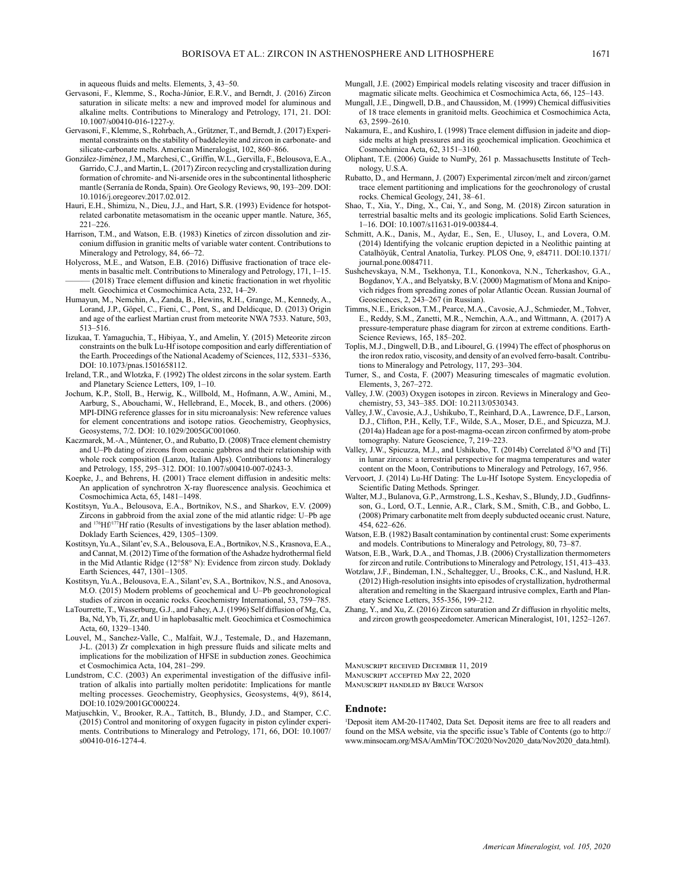in aqueous fluids and melts. Elements, 3, 43–50.

Gervasoni, F., Klemme, S., Rocha-Júnior, E.R.V., and Berndt, J. (2016) Zircon saturation in silicate melts: a new and improved model for aluminous and alkaline melts. Contributions to Mineralogy and Petrology, 171, 21. DOI: 10.1007/s00410-016-1227-y.

Gervasoni, F., Klemme, S., Rohrbach, A., Grützner, T., and Berndt, J. (2017) Experimental constraints on the stability of baddeleyite and zircon in carbonate- and silicate-carbonate melts. American Mineralogist, 102, 860–866.

González-Jiménez, J.M., Marchesi, C., Griffin, W.L., Gervilla, F., Belousova, E.A., Garrido, C.J., and Martin, L. (2017) Zircon recycling and crystallization during formation of chromite- and Ni-arsenide ores in the subcontinental lithospheric mantle (Serranía de Ronda, Spain). Ore Geology Reviews, 90, 193–209. DOI: 10.1016/j.oregeorev.2017.02.012.

Hauri, E.H., Shimizu, N., Dieu, J.J., and Hart, S.R. (1993) Evidence for hotspot-related carbonatite metasomatism in the oceanic upper mantle. Nature, 365, 221–226.

Harrison, T.M., and Watson, E.B. (1983) Kinetics of zircon dissolution and zirconium diffusion in granitic melts of variable water content. Contributions to Mineralogy and Petrology, 84, 66–72.

Holycross, M.E., and Watson, E.B. (2016) Diffusive fractionation of trace elements in basaltic melt. Contributions to Mineralogy and Petrology, 171, 1–15.

——— (2018) Trace element diffusion and kinetic fractionation in wet rhyolitic melt. Geochimica et Cosmochimica Acta, 232, 14–29.

Humayun, M., Nemchin, A., Zanda, B., Hewins, R.H., Grange, M., Kennedy, A., Lorand, J.P., Göpel, C., Fieni, C., Pont, S., and Deldicque, D. (2013) Origin and age of the earliest Martian crust from meteorite NWA 7533. Nature, 503, 513–516.

Iizukaa, T. Yamaguchia, T., Hibiyaa, Y., and Amelin, Y. (2015) Meteorite zircon constraints on the bulk Lu-Hf isotope composition and early differentiation of the Earth. Proceedings of the National Academy of Sciences, 112, 5331–5336, DOI: 10.1073/pnas.1501658112.

Ireland, T.R., and Wlotzka, F. (1992) The oldest zircons in the solar system. Earth and Planetary Science Letters, 109, 1–10.

Jochum, K.P., Stoll, B., Herwig, K., Willbold, M., Hofmann, A.W., Amini, M., Aarburg, S., Abouchami, W., Hellebrand, E., Mocek, B., and others. (2006) MPI-DING reference glasses for in situ microanalysis: New reference values for element concentrations and isotope ratios. Geochemistry, Geophysics, Geosystems, 7/2. DOI: 10.1029/2005GC001060.

Kaczmarek, M.-A., Müntener, O., and Rubatto, D. (2008) Trace element chemistry and U–Pb dating of zircons from oceanic gabbros and their relationship with whole rock composition (Lanzo, Italian Alps). Contributions to Mineralogy and Petrology, 155, 295–312. DOI: 10.1007/s00410-007-0243-3.

Koepke, J., and Behrens, H. (2001) Trace element diffusion in andesitic melts: An application of synchrotron X-ray fluorescence analysis. Geochimica et Cosmochimica Acta, 65, 1481–1498.

Kostitsyn, Yu.A., Belousova, E.A., Bortnikov, N.S., and Sharkov, E.V. (2009) Zircons in gabbroid from the axial zone of the mid atlantic ridge: U–Pb age and $^{176}Hf/^{177}Hf$ ratio (Results of investigations by the laser ablation method). Doklady Earth Sciences, 429, 1305–1309.

Kostitsyn, Yu.A., Silant'ev, S.A., Belousova, E.A., Bortnikov, N.S., Krasnova, E.A., and Cannat, M. (2012) Time of the formation of the Ashadze hydrothermal field in the Mid Atlantic Ridge (12°58° N): Evidence from zircon study. Doklady Earth Sciences, 447, 1301–1305.

Kostitsyn, Yu.A., Belousova, E.A., Silant'ev, S.A., Bortnikov, N.S., and Anosova, M.O. (2015) Modern problems of geochemical and U–Pb geochronological studies of zircon in oceanic rocks. Geochemistry International, 53, 759–785.

LaTourrette, T., Wasserburg, G.J., and Fahey, A.J. (1996) Self diffusion of Mg, Ca, Ba, Nd, Yb, Ti, Zr, and U in haplobasaltic melt. Geochimica et Cosmochimica Acta, 60, 1329–1340.

Louvel, M., Sanchez-Valle, C., Malfait, W.J., Testemale, D., and Hazemann, J-L. (2013) Zr complexation in high pressure fluids and silicate melts and implications for the mobilization of HFSE in subduction zones. Geochimica et Cosmochimica Acta, 104, 281–299.

Lundstrom, C.C. (2003) An experimental investigation of the diffusive infiltration of alkalis into partially molten peridotite: Implications for mantle melting processes. Geochemistry, Geophysics, Geosystems, 4(9), 8614, DOI:10.1029/2001GC000224.

Matjuschkin, V., Brooker, R.A., Tattitch, B., Blundy, J.D., and Stamper, C.C. (2015) Control and monitoring of oxygen fugacity in piston cylinder experiments. Contributions to Mineralogy and Petrology, 171, 66, DOI: 10.1007/s00410-016-1274-4.

Mungall, J.E. (2002) Empirical models relating viscosity and tracer diffusion in magmatic silicate melts. Geochimica et Cosmochimica Acta, 66, 125–143.

Mungall, J.E., Dingwell, D.B., and Chaussidon, M. (1999) Chemical diffusivities of 18 trace elements in granitoid melts. Geochimica et Cosmochimica Acta, 63, 2599–2610.

Nakamura, E., and Kushiro, I. (1998) Trace element diffusion in jadeite and diopside melts at high pressures and its geochemical implication. Geochimica et Cosmochimica Acta, 62, 3151–3160.

Oliphant, T.E. (2006) Guide to NumPy, 261 p. Massachusetts Institute of Technology, U.S.A.

Rubatto, D., and Hermann, J. (2007) Experimental zircon/melt and zircon/garnet trace element partitioning and implications for the geochronology of crustal rocks. Chemical Geology, 241, 38–61.

Shao, T., Xia, Y., Ding, X., Cai, Y., and Song, M. (2018) Zircon saturation in terrestrial basaltic melts and its geologic implications. Solid Earth Sciences, 1–16. DOI: 10.1007/s11631-019-00384-4.

Schmitt, A.K., Danis, M., Aydar, E., Sen, E., Ulusoy, I., and Lovera, O.M. (2014) Identifying the volcanic eruption depicted in a Neolithic painting at Catalhöyük, Central Anatolia, Turkey. PLOS One, 9, e84711. DOI:10.1371/journal.pone.0084711.

Sushchevskaya, N.M., Tsekhonya, T.I., Kononkova, N.N., Tcherkashov, G.A., Bogdanov, Y.A., and Belyatsky, B.V. (2000) Magmatism of Mona and Knipovich ridges from spreading zones of polar Atlantic Ocean. Russian Journal of Geosciences, 2, 243–267 (in Russian).

Timms, N.E., Erickson, T.M., Pearce, M.A., Cavosie, A.J., Schmieder, M., Tohver, E., Reddy, S.M., Zanetti, M.R., Nemchin, A.A., and Wittmann, A. (2017) A pressure-temperature phase diagram for zircon at extreme conditions. Earth-Science Reviews, 165, 185–202.

Toplis, M.J., Dingwell, D.B., and Libourel, G. (1994) The effect of phosphorus on the iron redox ratio, viscosity, and density of an evolved ferro-basalt. Contributions to Mineralogy and Petrology, 117, 293–304.

Turner, S., and Costa, F. (2007) Measuring timescales of magmatic evolution. Elements, 3, 267–272.

Valley, J.W. (2003) Oxygen isotopes in zircon. Reviews in Mineralogy and Geochemistry, 53, 343–385. DOI: 10.2113/0530343.

Valley, J.W., Cavosie, A.J., Ushikubo, T., Reinhard, D.A., Lawrence, D.F., Larson, D.J., Clifton, P.H., Kelly, T.F., Wilde, S.A., Moser, D.E., and Spicuzza, M.J. (2014a) Hadean age for a post-magma-ocean zircon confirmed by atom-probe tomography. Nature Geoscience, 7, 219–223.

Valley, J.W., Spicuzza, M.J., and Ushikubo, T. (2014b) Correlated $\delta^{18}O$ and [Ti] in lunar zircons: a terrestrial perspective for magma temperatures and water content on the Moon, Contributions to Mineralogy and Petrology, 167, 956.

Vervoort, J. (2014) Lu-Hf Dating: The Lu-Hf Isotope System. Encyclopedia of Scientific Dating Methods. Springer.

Walter, M.J., Bulanova, G.P., Armstrong, L.S., Keshav, S., Blundy, J.D., Gudfinnsson, G., Lord, O.T., Lennie, A.R., Clark, S.M., Smith, C.B., and Gobbo, L. (2008) Primary carbonatite melt from deeply subducted oceanic crust. Nature, 454, 622–626.

Watson, E.B. (1982) Basalt contamination by continental crust: Some experiments and models. Contributions to Mineralogy and Petrology, 80, 73–87.

Watson, E.B., Wark, D.A., and Thomas, J.B. (2006) Crystallization thermometers for zircon and rutile. Contributions to Mineralogy and Petrology, 151, 413–433.

Wotzlaw, J.F., Bindeman, I.N., Schaltegger, U., Brooks, C.K., and Naslund, H.R. (2012) High-resolution insights into episodes of crystallization, hydrothermal alteration and remelting in the Skaergaard intrusive complex, Earth and Planetary Science Letters, 355-356, 199–212.

Zhang, Y., and Xu, Z. (2016) Zircon saturation and Zr diffusion in rhyolitic melts, and zircon growth geospeedometer. American Mineralogist, 101, 1252–1267.

Manuscript received December 11, 2019
Manuscript accepted May 22, 2020
Manuscript handled by Bruce Watson

## Endnote:

[1]Deposit item AM-20-117402, Data Set. Deposit items are free to all readers and found on the MSA website, via the specific issue's Table of Contents (go to http://www.minsocam.org/MSA/AmMin/TOC/2020/Nov2020_data/Nov2020_data.html).